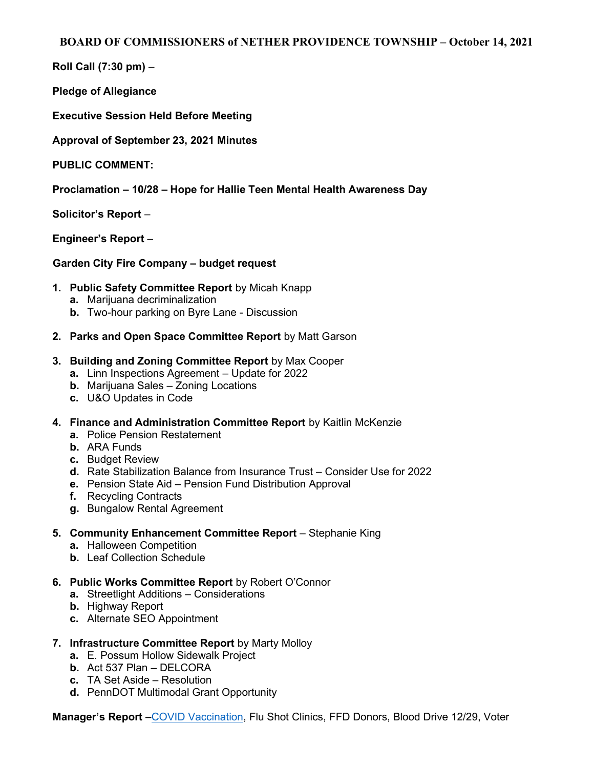# BOARD OF COMMISSIONERS of NETHER PROVIDENCE TOWNSHIP – October 14, 2021

**Roll Call (7:30 pm)** –

**Pledge of Allegiance**

**Executive Session Held Before Meeting**

**Approval of September 23, 2021 Minutes**

**PUBLIC COMMENT:**

**Proclamation – 10/28 – Hope for Hallie Teen Mental Health Awareness Day**

**Solicitor's Report** –

**Engineer's Report** –

**Garden City Fire Company – budget request**

1. **Public Safety Committee Report** by Micah Knapp
   - **a.** Marijuana decriminalization
   - **b.** Two-hour parking on Byre Lane - Discussion
2. **Parks and Open Space Committee Report** by Matt Garson
3. **Building and Zoning Committee Report** by Max Cooper
   - **a.** Linn Inspections Agreement – Update for 2022
   - **b.** Marijuana Sales – Zoning Locations
   - **c.** U&O Updates in Code
4. **Finance and Administration Committee Report** by Kaitlin McKenzie
   - **a.** Police Pension Restatement
   - **b.** ARA Funds
   - **c.** Budget Review
   - **d.** Rate Stabilization Balance from Insurance Trust – Consider Use for 2022
   - **e.** Pension State Aid – Pension Fund Distribution Approval
   - **f.** Recycling Contracts
   - **g.** Bungalow Rental Agreement
5. **Community Enhancement Committee Report** – Stephanie King
   - **a.** Halloween Competition
   - **b.** Leaf Collection Schedule
6. **Public Works Committee Report** by Robert O'Connor
   - **a.** Streetlight Additions – Considerations
   - **b.** Highway Report
   - **c.** Alternate SEO Appointment
7. **Infrastructure Committee Report** by Marty Molloy
   - **a.** E. Possum Hollow Sidewalk Project
   - **b.** Act 537 Plan – DELCORA
   - **c.** TA Set Aside – Resolution
   - **d.** PennDOT Multimodal Grant Opportunity

**Manager's Report** –COVID Vaccination, Flu Shot Clinics, FFD Donors, Blood Drive 12/29, Voter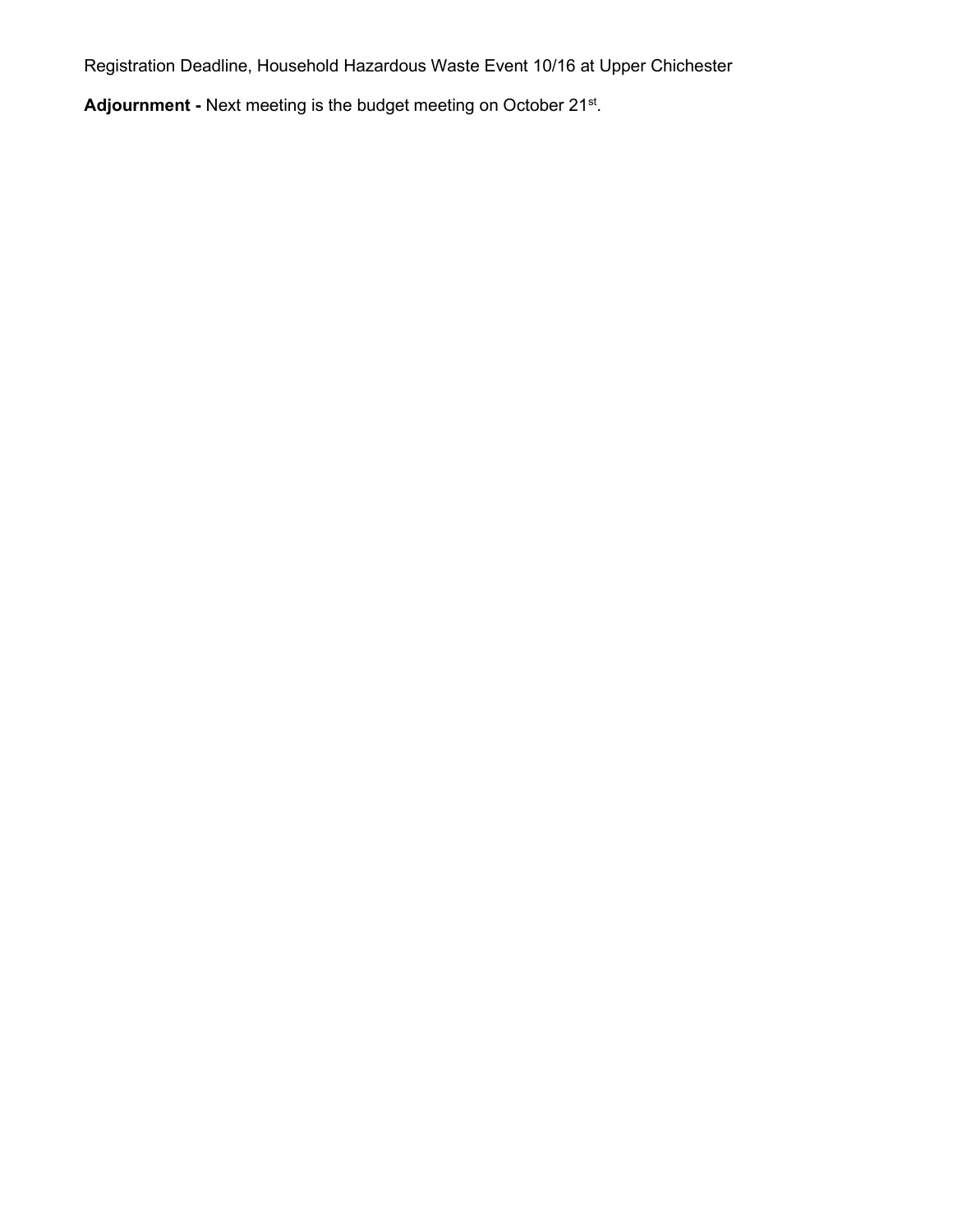Registration Deadline, Household Hazardous Waste Event 10/16 at Upper Chichester

**Adjournment -** Next meeting is the budget meeting on October 21st.